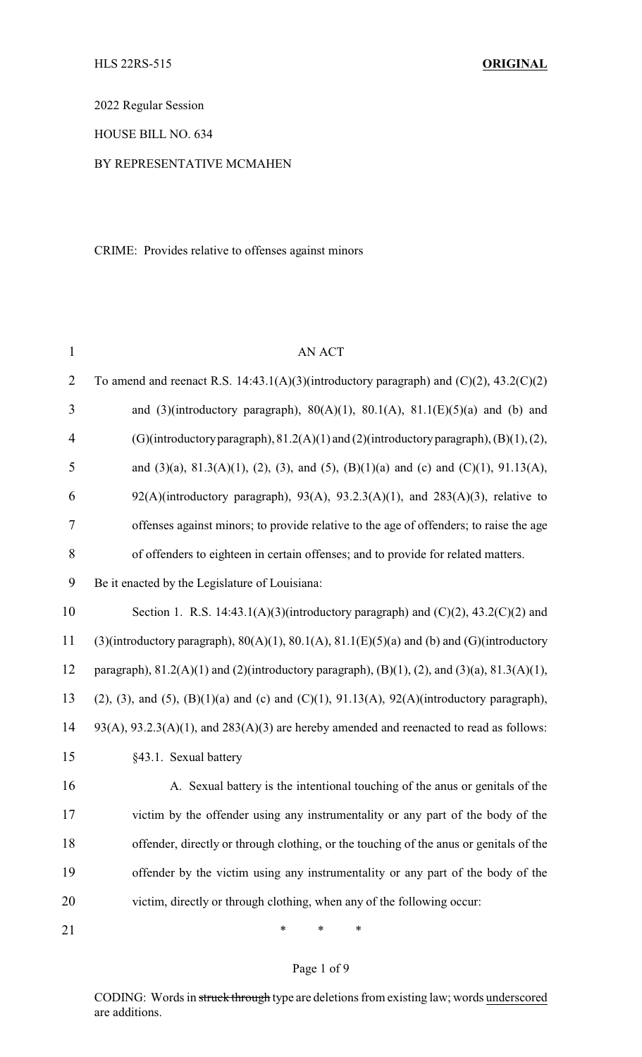HLS 22RS-515 **ORIGINAL**

2022 Regular Session

HOUSE BILL NO. 634

BY REPRESENTATIVE MCMAHEN

CRIME: Provides relative to offenses against minors

AN ACT

To amend and reenact R.S. 14:43.1(A)(3)(introductory paragraph) and (C)(2), 43.2(C)(2) and (3)(introductory paragraph), 80(A)(1), 80.1(A), 81.1(E)(5)(a) and (b) and (G)(introductory paragraph), 81.2(A)(1) and (2)(introductory paragraph), (B)(1), (2), and (3)(a), 81.3(A)(1), (2), (3), and (5), (B)(1)(a) and (c) and (C)(1), 91.13(A), 92(A)(introductory paragraph), 93(A), 93.2.3(A)(1), and 283(A)(3), relative to offenses against minors; to provide relative to the age of offenders; to raise the age of offenders to eighteen in certain offenses; and to provide for related matters.

Be it enacted by the Legislature of Louisiana:

Section 1. R.S. 14:43.1(A)(3)(introductory paragraph) and (C)(2), 43.2(C)(2) and (3)(introductory paragraph), 80(A)(1), 80.1(A), 81.1(E)(5)(a) and (b) and (G)(introductory paragraph), 81.2(A)(1) and (2)(introductory paragraph), (B)(1), (2), and (3)(a), 81.3(A)(1), (2), (3), and (5), (B)(1)(a) and (c) and (C)(1), 91.13(A), 92(A)(introductory paragraph), 93(A), 93.2.3(A)(1), and 283(A)(3) are hereby amended and reenacted to read as follows:

§43.1. Sexual battery

A. Sexual battery is the intentional touching of the anus or genitals of the victim by the offender using any instrumentality or any part of the body of the offender, directly or through clothing, or the touching of the anus or genitals of the offender by the victim using any instrumentality or any part of the body of the victim, directly or through clothing, when any of the following occur:

\* \* \*

CODING: Words in ~~struck through~~ type are deletions from existing law; words underscored are additions.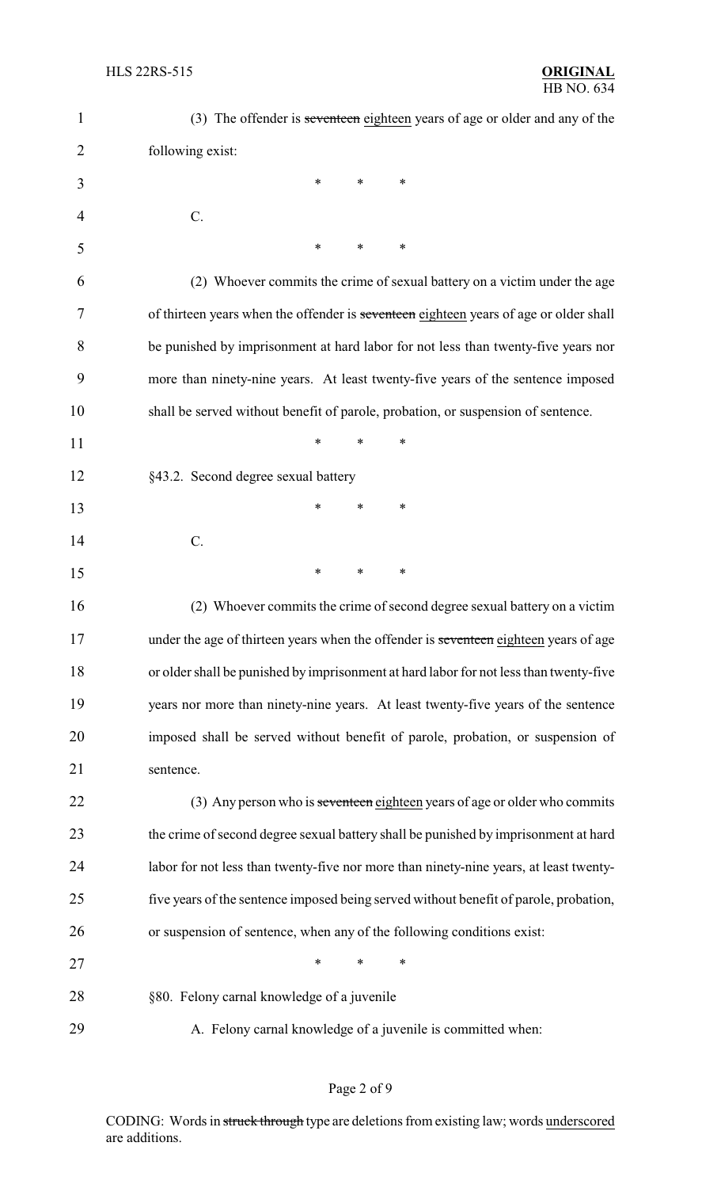(3) The offender is ~~seventeen~~ eighteen years of age or older and any of the following exist:

\* \* \*

C.

\* \* \*

(2) Whoever commits the crime of sexual battery on a victim under the age of thirteen years when the offender is ~~seventeen~~ eighteen years of age or older shall be punished by imprisonment at hard labor for not less than twenty-five years nor more than ninety-nine years. At least twenty-five years of the sentence imposed shall be served without benefit of parole, probation, or suspension of sentence.

\* \* \*

§43.2. Second degree sexual battery

\* \* \*

C.

\* \* \*

(2) Whoever commits the crime of second degree sexual battery on a victim under the age of thirteen years when the offender is ~~seventeen~~ eighteen years of age or older shall be punished by imprisonment at hard labor for not less than twenty-five years nor more than ninety-nine years. At least twenty-five years of the sentence imposed shall be served without benefit of parole, probation, or suspension of sentence.

(3) Any person who is ~~seventeen~~ eighteen years of age or older who commits the crime of second degree sexual battery shall be punished by imprisonment at hard labor for not less than twenty-five nor more than ninety-nine years, at least twenty-five years of the sentence imposed being served without benefit of parole, probation, or suspension of sentence, when any of the following conditions exist:

\* \* \*

§80. Felony carnal knowledge of a juvenile

A. Felony carnal knowledge of a juvenile is committed when:

CODING: Words in ~~struck through~~ type are deletions from existing law; words underscored are additions.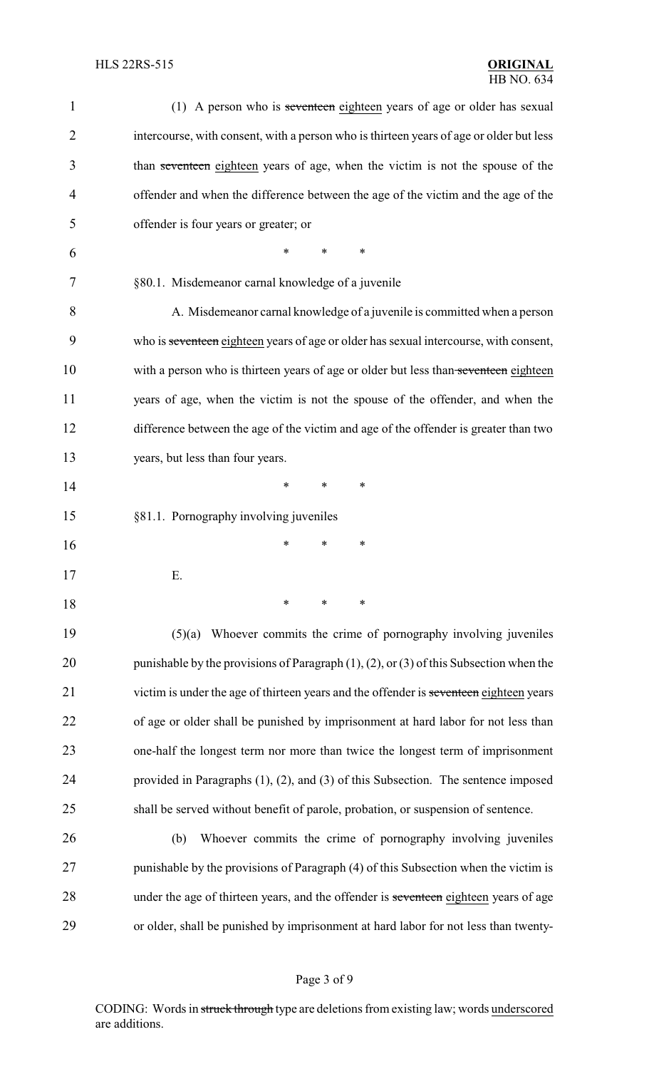(1) A person who is ~~seventeen~~ eighteen years of age or older has sexual intercourse, with consent, with a person who is thirteen years of age or older but less than ~~seventeen~~ eighteen years of age, when the victim is not the spouse of the offender and when the difference between the age of the victim and the age of the offender is four years or greater; or

\* \* \*

§80.1. Misdemeanor carnal knowledge of a juvenile

A. Misdemeanor carnal knowledge of a juvenile is committed when a person who is ~~seventeen~~ eighteen years of age or older has sexual intercourse, with consent, with a person who is thirteen years of age or older but less than ~~seventeen~~ eighteen years of age, when the victim is not the spouse of the offender, and when the difference between the age of the victim and age of the offender is greater than two years, but less than four years.

\* \* \*

§81.1. Pornography involving juveniles

\* \* \*

E.

\* \* \*

(5)(a) Whoever commits the crime of pornography involving juveniles punishable by the provisions of Paragraph (1), (2), or (3) of this Subsection when the victim is under the age of thirteen years and the offender is ~~seventeen~~ eighteen years of age or older shall be punished by imprisonment at hard labor for not less than one-half the longest term nor more than twice the longest term of imprisonment provided in Paragraphs (1), (2), and (3) of this Subsection. The sentence imposed shall be served without benefit of parole, probation, or suspension of sentence.

(b) Whoever commits the crime of pornography involving juveniles punishable by the provisions of Paragraph (4) of this Subsection when the victim is under the age of thirteen years, and the offender is ~~seventeen~~ eighteen years of age or older, shall be punished by imprisonment at hard labor for not less than twenty-

CODING: Words in ~~struck through~~ type are deletions from existing law; words underscored are additions.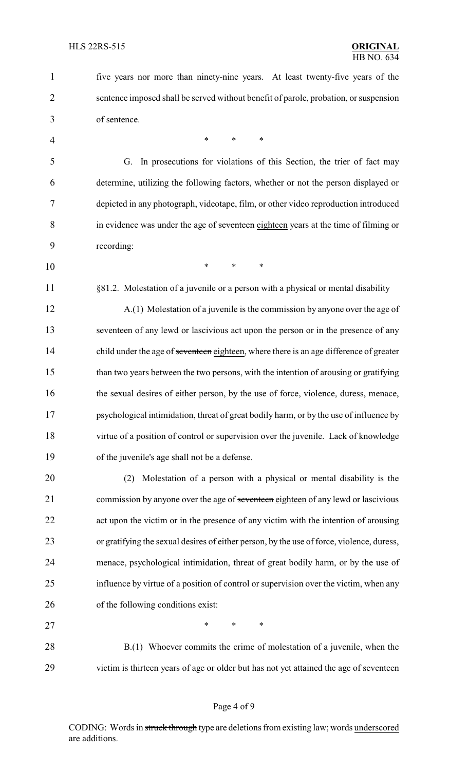five years nor more than ninety-nine years. At least twenty-five years of the sentence imposed shall be served without benefit of parole, probation, or suspension of sentence.

\* \* \*

G. In prosecutions for violations of this Section, the trier of fact may determine, utilizing the following factors, whether or not the person displayed or depicted in any photograph, videotape, film, or other video reproduction introduced in evidence was under the age of ~~seventeen~~ eighteen years at the time of filming or recording:

\* \* \*

§81.2. Molestation of a juvenile or a person with a physical or mental disability

A.(1) Molestation of a juvenile is the commission by anyone over the age of seventeen of any lewd or lascivious act upon the person or in the presence of any child under the age of ~~seventeen~~ eighteen, where there is an age difference of greater than two years between the two persons, with the intention of arousing or gratifying the sexual desires of either person, by the use of force, violence, duress, menace, psychological intimidation, threat of great bodily harm, or by the use of influence by virtue of a position of control or supervision over the juvenile. Lack of knowledge of the juvenile's age shall not be a defense.

(2) Molestation of a person with a physical or mental disability is the commission by anyone over the age of ~~seventeen~~ eighteen of any lewd or lascivious act upon the victim or in the presence of any victim with the intention of arousing or gratifying the sexual desires of either person, by the use of force, violence, duress, menace, psychological intimidation, threat of great bodily harm, or by the use of influence by virtue of a position of control or supervision over the victim, when any of the following conditions exist:

\* \* \*

B.(1) Whoever commits the crime of molestation of a juvenile, when the victim is thirteen years of age or older but has not yet attained the age of ~~seventeen~~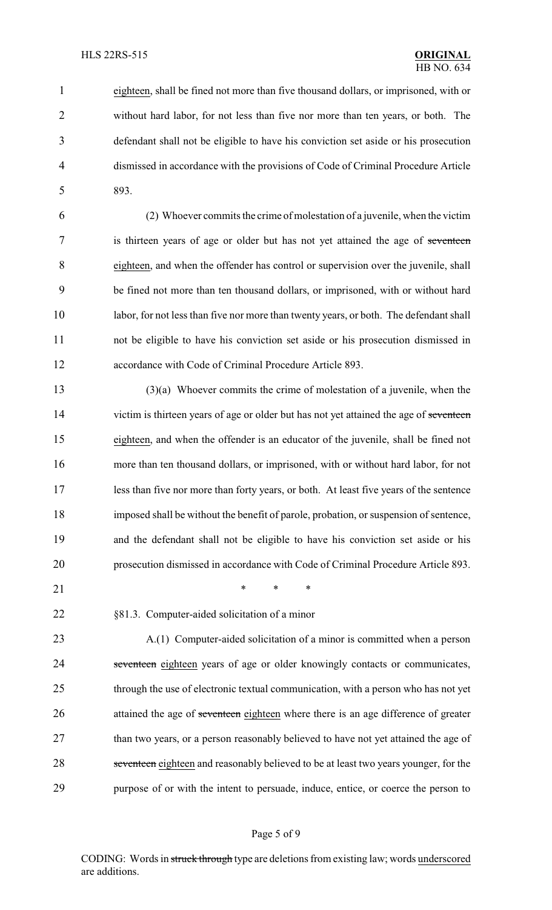eighteen, shall be fined not more than five thousand dollars, or imprisoned, with or without hard labor, for not less than five nor more than ten years, or both. The defendant shall not be eligible to have his conviction set aside or his prosecution dismissed in accordance with the provisions of Code of Criminal Procedure Article 893.

(2) Whoever commits the crime of molestation of a juvenile, when the victim is thirteen years of age or older but has not yet attained the age of ~~seventeen~~ eighteen, and when the offender has control or supervision over the juvenile, shall be fined not more than ten thousand dollars, or imprisoned, with or without hard labor, for not less than five nor more than twenty years, or both. The defendant shall not be eligible to have his conviction set aside or his prosecution dismissed in accordance with Code of Criminal Procedure Article 893.

(3)(a) Whoever commits the crime of molestation of a juvenile, when the victim is thirteen years of age or older but has not yet attained the age of ~~seventeen~~ eighteen, and when the offender is an educator of the juvenile, shall be fined not more than ten thousand dollars, or imprisoned, with or without hard labor, for not less than five nor more than forty years, or both. At least five years of the sentence imposed shall be without the benefit of parole, probation, or suspension of sentence, and the defendant shall not be eligible to have his conviction set aside or his prosecution dismissed in accordance with Code of Criminal Procedure Article 893.

\* \* \*

§81.3. Computer-aided solicitation of a minor

A.(1) Computer-aided solicitation of a minor is committed when a person ~~seventeen~~ eighteen years of age or older knowingly contacts or communicates, through the use of electronic textual communication, with a person who has not yet attained the age of ~~seventeen~~ eighteen where there is an age difference of greater than two years, or a person reasonably believed to have not yet attained the age of ~~seventeen~~ eighteen and reasonably believed to be at least two years younger, for the purpose of or with the intent to persuade, induce, entice, or coerce the person to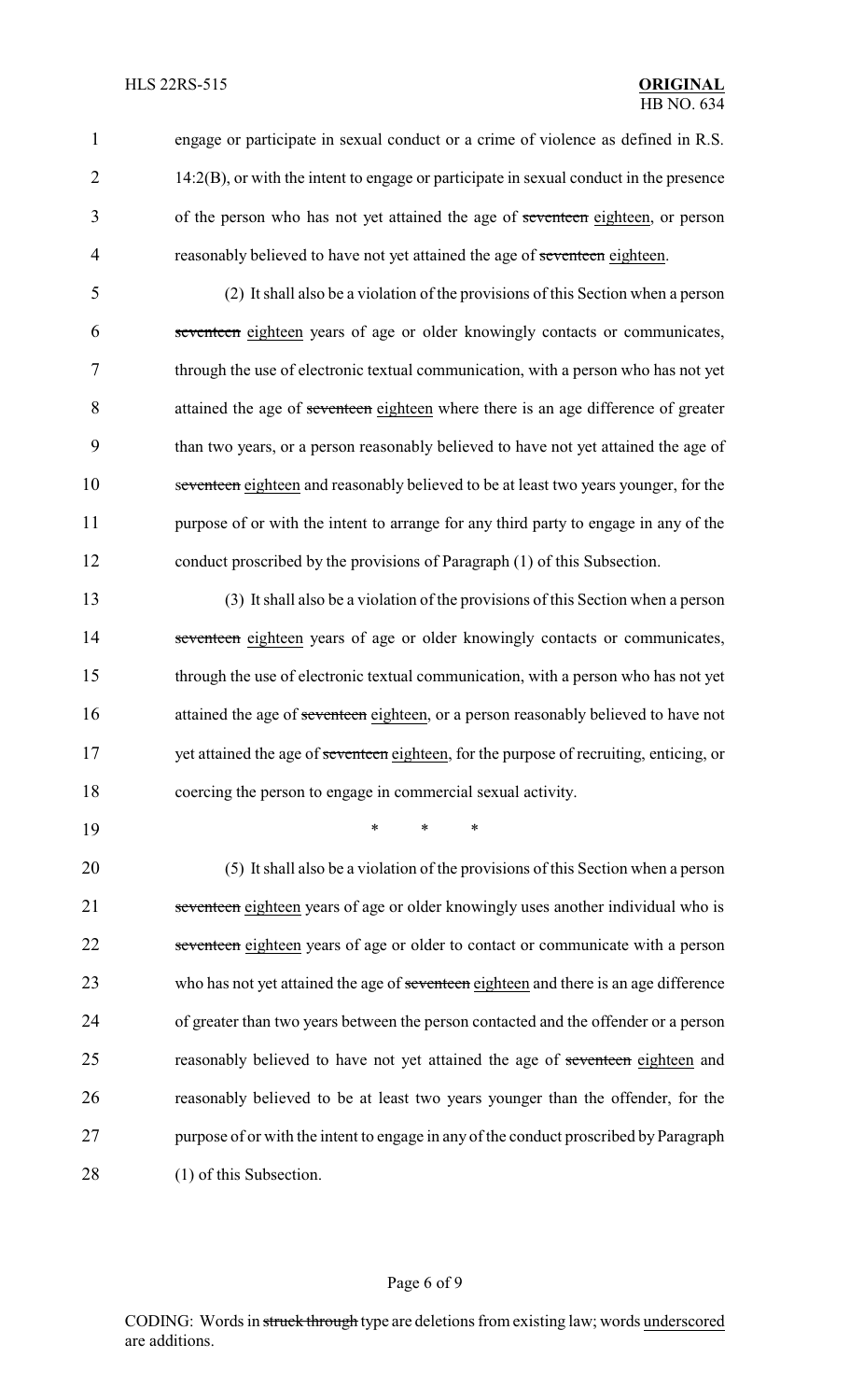engage or participate in sexual conduct or a crime of violence as defined in R.S. 14:2(B), or with the intent to engage or participate in sexual conduct in the presence of the person who has not yet attained the age of ~~seventeen~~ eighteen, or person reasonably believed to have not yet attained the age of ~~seventeen~~ eighteen.

(2) It shall also be a violation of the provisions of this Section when a person ~~seventeen~~ eighteen years of age or older knowingly contacts or communicates, through the use of electronic textual communication, with a person who has not yet attained the age of ~~seventeen~~ eighteen where there is an age difference of greater than two years, or a person reasonably believed to have not yet attained the age of ~~seventeen~~ eighteen and reasonably believed to be at least two years younger, for the purpose of or with the intent to arrange for any third party to engage in any of the conduct proscribed by the provisions of Paragraph (1) of this Subsection.

(3) It shall also be a violation of the provisions of this Section when a person ~~seventeen~~ eighteen years of age or older knowingly contacts or communicates, through the use of electronic textual communication, with a person who has not yet attained the age of ~~seventeen~~ eighteen, or a person reasonably believed to have not yet attained the age of ~~seventeen~~ eighteen, for the purpose of recruiting, enticing, or coercing the person to engage in commercial sexual activity.

\* \* \*

(5) It shall also be a violation of the provisions of this Section when a person ~~seventeen~~ eighteen years of age or older knowingly uses another individual who is ~~seventeen~~ eighteen years of age or older to contact or communicate with a person who has not yet attained the age of ~~seventeen~~ eighteen and there is an age difference of greater than two years between the person contacted and the offender or a person reasonably believed to have not yet attained the age of ~~seventeen~~ eighteen and reasonably believed to be at least two years younger than the offender, for the purpose of or with the intent to engage in any of the conduct proscribed by Paragraph (1) of this Subsection.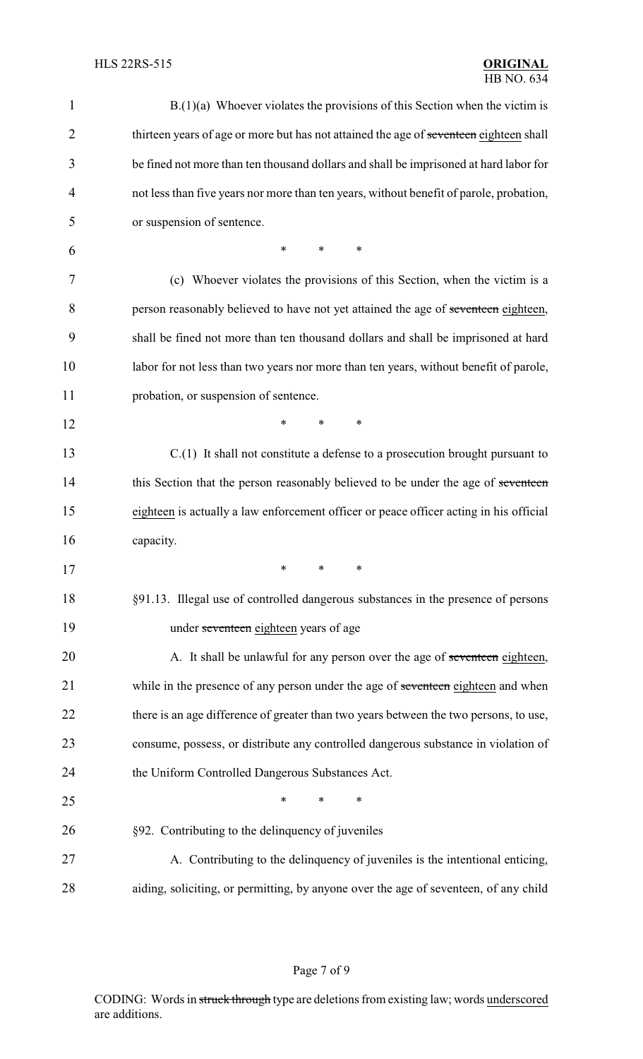B.(1)(a) Whoever violates the provisions of this Section when the victim is thirteen years of age or more but has not attained the age of ~~seventeen~~ eighteen shall be fined not more than ten thousand dollars and shall be imprisoned at hard labor for not less than five years nor more than ten years, without benefit of parole, probation, or suspension of sentence.

\* \* \*

(c) Whoever violates the provisions of this Section, when the victim is a person reasonably believed to have not yet attained the age of ~~seventeen~~ eighteen, shall be fined not more than ten thousand dollars and shall be imprisoned at hard labor for not less than two years nor more than ten years, without benefit of parole, probation, or suspension of sentence.

\* \* \*

C.(1) It shall not constitute a defense to a prosecution brought pursuant to this Section that the person reasonably believed to be under the age of ~~seventeen~~ eighteen is actually a law enforcement officer or peace officer acting in his official capacity.

\* \* \*

§91.13. Illegal use of controlled dangerous substances in the presence of persons under ~~seventeen~~ eighteen years of age

A. It shall be unlawful for any person over the age of ~~seventeen~~ eighteen, while in the presence of any person under the age of ~~seventeen~~ eighteen and when there is an age difference of greater than two years between the two persons, to use, consume, possess, or distribute any controlled dangerous substance in violation of the Uniform Controlled Dangerous Substances Act.

\* \* \*

§92. Contributing to the delinquency of juveniles

A. Contributing to the delinquency of juveniles is the intentional enticing, aiding, soliciting, or permitting, by anyone over the age of seventeen, of any child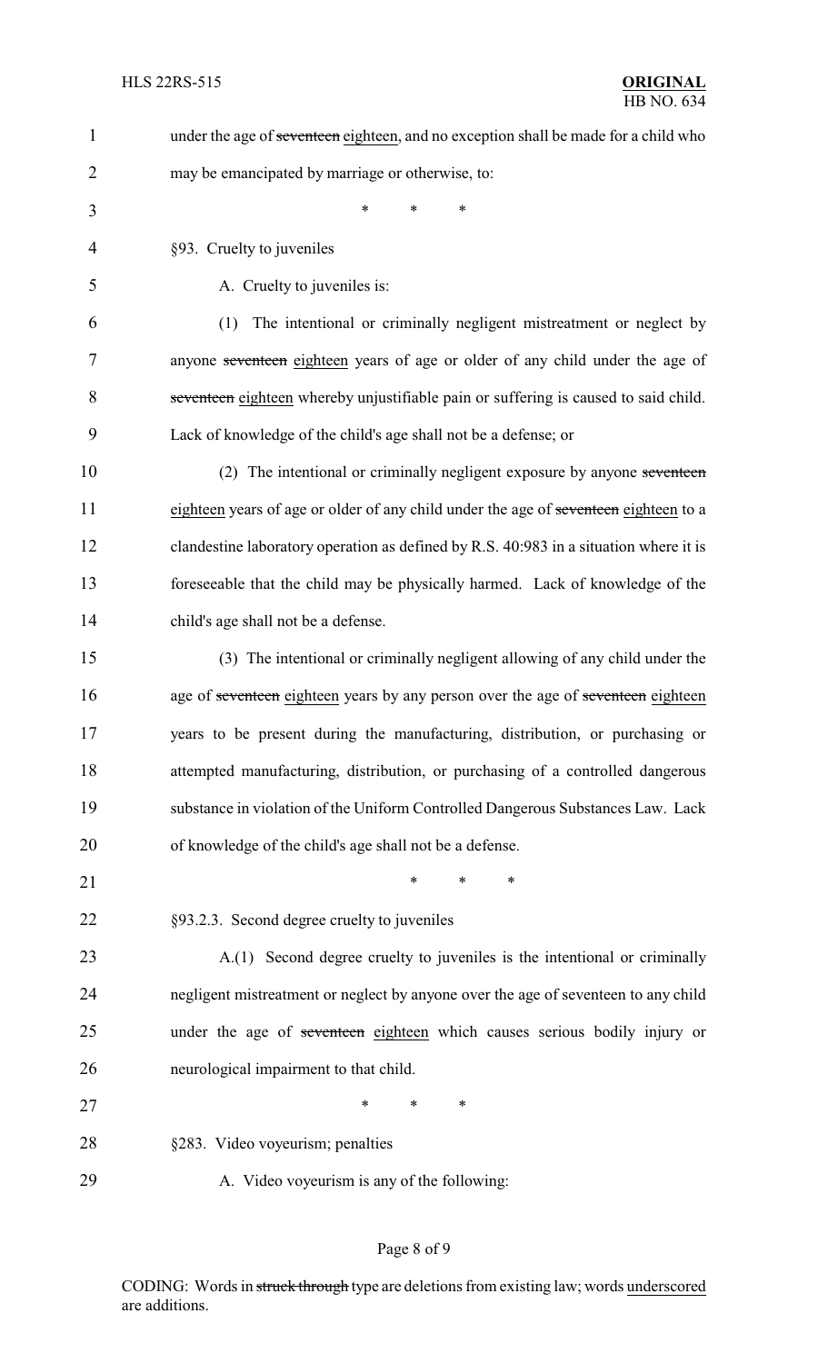under the age of ~~seventeen~~ eighteen, and no exception shall be made for a child who may be emancipated by marriage or otherwise, to:

\* \* \*

§93. Cruelty to juveniles

A. Cruelty to juveniles is:

(1) The intentional or criminally negligent mistreatment or neglect by anyone ~~seventeen~~ eighteen years of age or older of any child under the age of ~~seventeen~~ eighteen whereby unjustifiable pain or suffering is caused to said child. Lack of knowledge of the child's age shall not be a defense; or

(2) The intentional or criminally negligent exposure by anyone ~~seventeen~~ eighteen years of age or older of any child under the age of ~~seventeen~~ eighteen to a clandestine laboratory operation as defined by R.S. 40:983 in a situation where it is foreseeable that the child may be physically harmed. Lack of knowledge of the child's age shall not be a defense.

(3) The intentional or criminally negligent allowing of any child under the age of ~~seventeen~~ eighteen years by any person over the age of ~~seventeen~~ eighteen years to be present during the manufacturing, distribution, or purchasing or attempted manufacturing, distribution, or purchasing of a controlled dangerous substance in violation of the Uniform Controlled Dangerous Substances Law. Lack of knowledge of the child's age shall not be a defense.

\* \* \*

§93.2.3. Second degree cruelty to juveniles

A.(1) Second degree cruelty to juveniles is the intentional or criminally negligent mistreatment or neglect by anyone over the age of seventeen to any child under the age of ~~seventeen~~ eighteen which causes serious bodily injury or neurological impairment to that child.

\* \* \*

§283. Video voyeurism; penalties

A. Video voyeurism is any of the following: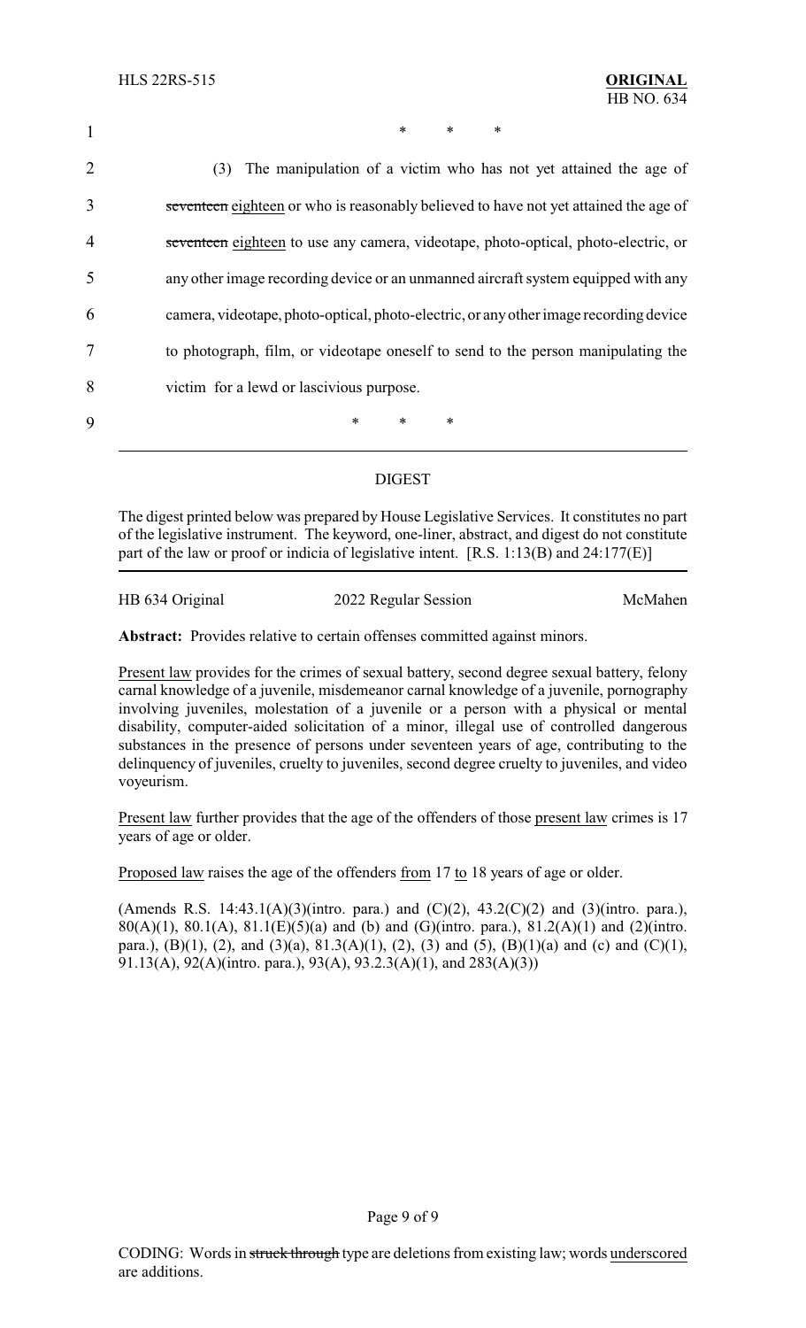\* \* \*

(3) The manipulation of a victim who has not yet attained the age of ~~seventeen~~ eighteen or who is reasonably believed to have not yet attained the age of ~~seventeen~~ eighteen to use any camera, videotape, photo-optical, photo-electric, or any other image recording device or an unmanned aircraft system equipped with any camera, videotape, photo-optical, photo-electric, or any other image recording device to photograph, film, or videotape oneself to send to the person manipulating the victim for a lewd or lascivious purpose.

\* \* \*

---

## DIGEST

The digest printed below was prepared by House Legislative Services. It constitutes no part of the legislative instrument. The keyword, one-liner, abstract, and digest do not constitute part of the law or proof or indicia of legislative intent. [R.S. 1:13(B) and 24:177(E)]

---

HB 634 Original — 2022 Regular Session — McMahen

**Abstract:** Provides relative to certain offenses committed against minors.

Present law provides for the crimes of sexual battery, second degree sexual battery, felony carnal knowledge of a juvenile, misdemeanor carnal knowledge of a juvenile, pornography involving juveniles, molestation of a juvenile or a person with a physical or mental disability, computer-aided solicitation of a minor, illegal use of controlled dangerous substances in the presence of persons under seventeen years of age, contributing to the delinquency of juveniles, cruelty to juveniles, second degree cruelty to juveniles, and video voyeurism.

Present law further provides that the age of the offenders of those present law crimes is 17 years of age or older.

Proposed law raises the age of the offenders from 17 to 18 years of age or older.

(Amends R.S. 14:43.1(A)(3)(intro. para.) and (C)(2), 43.2(C)(2) and (3)(intro. para.), 80(A)(1), 80.1(A), 81.1(E)(5)(a) and (b) and (G)(intro. para.), 81.2(A)(1) and (2)(intro. para.), (B)(1), (2), and (3)(a), 81.3(A)(1), (2), (3) and (5), (B)(1)(a) and (c) and (C)(1), 91.13(A), 92(A)(intro. para.), 93(A), 93.2.3(A)(1), and 283(A)(3))

CODING: Words in ~~struck through~~ type are deletions from existing law; words underscored are additions.